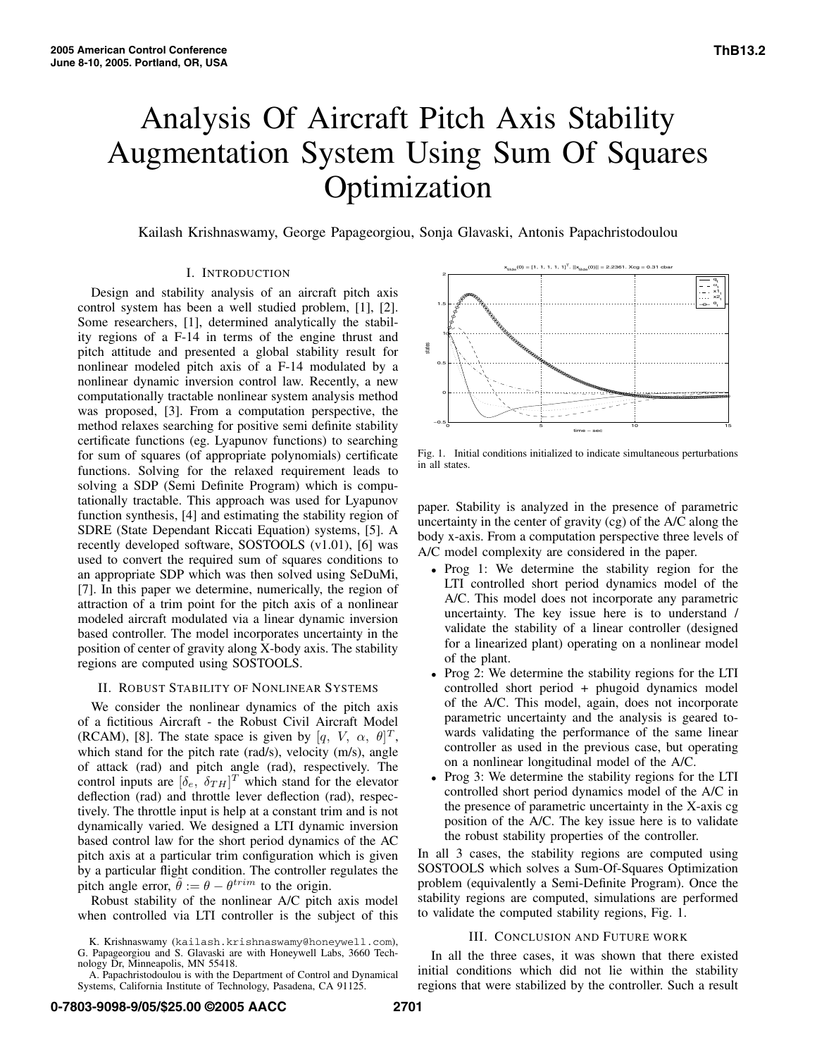# Analysis Of Aircraft Pitch Axis Stability Augmentation System Using Sum Of Squares Optimization

Kailash Krishnaswamy, George Papageorgiou, Sonja Glavaski, Antonis Papachristodoulou

## I. Introduction

Design and stability analysis of an aircraft pitch axis control system has been a well studied problem, [1], [2]. Some researchers, [1], determined analytically the stability regions of a F-14 in terms of the engine thrust and pitch attitude and presented a global stability result for nonlinear modeled pitch axis of a F-14 modulated by a nonlinear dynamic inversion control law. Recently, a new computationally tractable nonlinear system analysis method was proposed, [3]. From a computation perspective, the method relaxes searching for positive semi definite stability certificate functions (eg. Lyapunov functions) to searching for sum of squares (of appropriate polynomials) certificate functions. Solving for the relaxed requirement leads to solving a SDP (Semi Definite Program) which is computationally tractable. This approach was used for Lyapunov function synthesis, [4] and estimating the stability region of SDRE (State Dependant Riccati Equation) systems, [5]. A recently developed software, SOSTOOLS (v1.01), [6] was used to convert the required sum of squares conditions to an appropriate SDP which was then solved using SeDuMi, [7]. In this paper we determine, numerically, the region of attraction of a trim point for the pitch axis of a nonlinear modeled aircraft modulated via a linear dynamic inversion based controller. The model incorporates uncertainty in the position of center of gravity along X-body axis. The stability regions are computed using SOSTOOLS.

## II. Robust Stability of Nonlinear Systems

We consider the nonlinear dynamics of the pitch axis of a fictitious Aircraft - the Robust Civil Aircraft Model (RCAM), [8]. The state space is given by $[q,\ V,\ \alpha,\ \theta]^T$, which stand for the pitch rate (rad/s), velocity (m/s), angle of attack (rad) and pitch angle (rad), respectively. The control inputs are $[\delta_e,\ \delta_{TH}]^T$ which stand for the elevator deflection (rad) and throttle lever deflection (rad), respectively. The throttle input is help at a constant trim and is not dynamically varied. We designed a LTI dynamic inversion based control law for the short period dynamics of the AC pitch axis at a particular trim configuration which is given by a particular flight condition. The controller regulates the pitch angle error, $\tilde{\theta} := \theta - \theta^{trim}$ to the origin.

Robust stability of the nonlinear A/C pitch axis model when controlled via LTI controller is the subject of this paper. Stability is analyzed in the presence of parametric uncertainty in the center of gravity (cg) of the A/C along the body x-axis. From a computation perspective three levels of A/C model complexity are considered in the paper.

- Prog 1: We determine the stability region for the LTI controlled short period dynamics model of the A/C. This model does not incorporate any parametric uncertainty. The key issue here is to understand / validate the stability of a linear controller (designed for a linearized plant) operating on a nonlinear model of the plant.
- Prog 2: We determine the stability regions for the LTI controlled short period + phugoid dynamics model of the A/C. This model, again, does not incorporate parametric uncertainty and the analysis is geared towards validating the performance of the same linear controller as used in the previous case, but operating on a nonlinear longitudinal model of the A/C.
- Prog 3: We determine the stability regions for the LTI controlled short period dynamics model of the A/C in the presence of parametric uncertainty in the X-axis cg position of the A/C. The key issue here is to validate the robust stability properties of the controller.

In all 3 cases, the stability regions are computed using SOSTOOLS which solves a Sum-Of-Squares Optimization problem (equivalently a Semi-Definite Program). Once the stability regions are computed, simulations are performed to validate the computed stability regions, Fig. 1.

Fig. 1. Initial conditions initialized to indicate simultaneous perturbations in all states.

## III. Conclusion and Future Work

In all the three cases, it was shown that there existed initial conditions which did not lie within the stability regions that were stabilized by the controller. Such a result

K. Krishnaswamy (kailash.krishnaswamy@honeywell.com), G. Papageorgiou and S. Glavaski are with Honeywell Labs, 3660 Technology Dr, Minneapolis, MN 55418.

A. Papachristodoulou is with the Department of Control and Dynamical Systems, California Institute of Technology, Pasadena, CA 91125.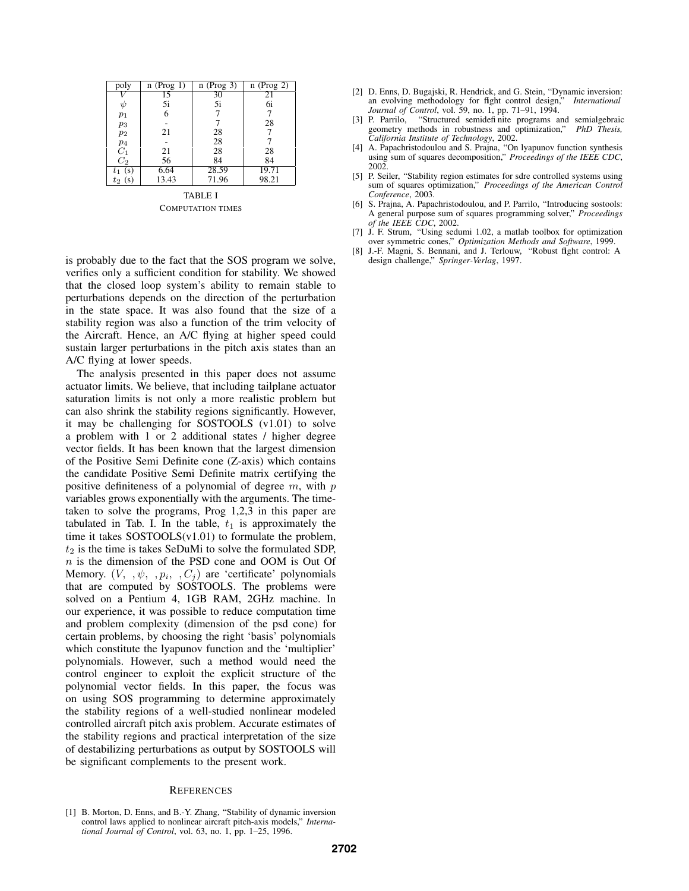| poly | n (Prog 1) | n (Prog 3) | n (Prog 2) |
| --- | --- | --- | --- |
| $V$ | 15 | 30 | 21 |
| $\psi$ | 5i | 5i | 6i |
| $p_1$ | 6 | 7 | 7 |
| $p_3$ | - | 7 | 28 |
| $p_2$ | 21 | 28 | 7 |
| $p_4$ | - | 28 | 7 |
| $C_1$ | 21 | 28 | 28 |
| $C_2$ | 56 | 84 | 84 |
| $t_1$ (s) | 6.64 | 28.59 | 19.71 |
| $t_2$ (s) | 13.43 | 71.96 | 98.21 |

TABLE I

COMPUTATION TIMES

is probably due to the fact that the SOS program we solve, verifies only a sufficient condition for stability. We showed that the closed loop system's ability to remain stable to perturbations depends on the direction of the perturbation in the state space. It was also found that the size of a stability region was also a function of the trim velocity of the Aircraft. Hence, an A/C flying at higher speed could sustain larger perturbations in the pitch axis states than an A/C flying at lower speeds.

The analysis presented in this paper does not assume actuator limits. We believe, that including tailplane actuator saturation limits is not only a more realistic problem but can also shrink the stability regions significantly. However, it may be challenging for SOSTOOLS (v1.01) to solve a problem with 1 or 2 additional states / higher degree vector fields. It has been known that the largest dimension of the Positive Semi Definite cone (Z-axis) which contains the candidate Positive Semi Definite matrix certifying the positive definiteness of a polynomial of degree $m$, with $p$ variables grows exponentially with the arguments. The time-taken to solve the programs, Prog 1,2,3 in this paper are tabulated in Tab. I. In the table, $t_1$ is approximately the time it takes SOSTOOLS(v1.01) to formulate the problem, $t_2$ is the time is takes SeDuMi to solve the formulated SDP, $n$ is the dimension of the PSD cone and OOM is Out Of Memory. $(V, \ , \psi, \ , p_i, \ , C_j)$ are 'certificate' polynomials that are computed by SOSTOOLS. The problems were solved on a Pentium 4, 1GB RAM, 2GHz machine. In our experience, it was possible to reduce computation time and problem complexity (dimension of the psd cone) for certain problems, by choosing the right 'basis' polynomials which constitute the lyapunov function and the 'multiplier' polynomials. However, such a method would need the control engineer to exploit the explicit structure of the polynomial vector fields. In this paper, the focus was on using SOS programming to determine approximately the stability regions of a well-studied nonlinear modeled controlled aircraft pitch axis problem. Accurate estimates of the stability regions and practical interpretation of the size of destabilizing perturbations as output by SOSTOOLS will be significant complements to the present work.

## REFERENCES

[1] B. Morton, D. Enns, and B.-Y. Zhang, "Stability of dynamic inversion control laws applied to nonlinear aircraft pitch-axis models," *International Journal of Control*, vol. 63, no. 1, pp. 1–25, 1996.

[2] D. Enns, D. Bugajski, R. Hendrick, and G. Stein, "Dynamic inversion: an evolving methodology for flight control design," *International Journal of Control*, vol. 59, no. 1, pp. 71–91, 1994.

[3] P. Parrilo, "Structured semidefinite programs and semialgebraic geometry methods in robustness and optimization," *PhD Thesis, California Institute of Technology*, 2002.

[4] A. Papachristodoulou and S. Prajna, "On lyapunov function synthesis using sum of squares decomposition," *Proceedings of the IEEE CDC*, 2002.

[5] P. Seiler, "Stability region estimates for sdre controlled systems using sum of squares optimization," *Proceedings of the American Control Conference*, 2003.

[6] S. Prajna, A. Papachristodoulou, and P. Parrilo, "Introducing sostools: A general purpose sum of squares programming solver," *Proceedings of the IEEE CDC*, 2002.

[7] J. F. Strum, "Using sedumi 1.02, a matlab toolbox for optimization over symmetric cones," *Optimization Methods and Software*, 1999.

[8] J.-F. Magni, S. Bennani, and J. Terlouw, "Robust flight control: A design challenge," *Springer-Verlag*, 1997.